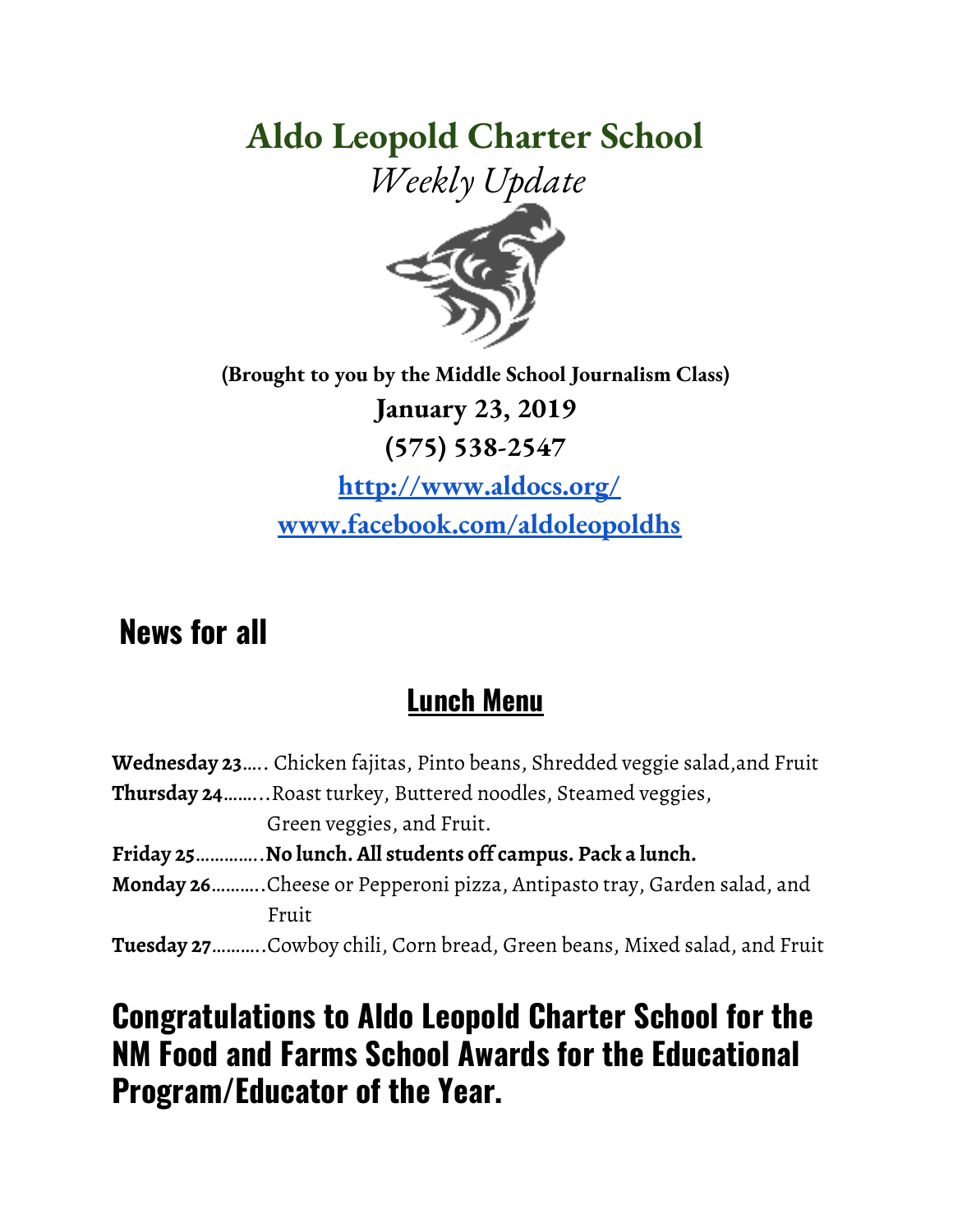# Aldo Leopold Charter School

*Weekly Update*

**(Brought to you by the Middle School Journalism Class)**

**January 23, 2019**

**(575) 538-2547**

**[http://www.aldocs.org/](http://www.aldocs.org/)**

**[www.facebook.com/aldoleopoldhs](www.facebook.com/aldoleopoldhs)**

## News for all

### Lunch Menu

**Wednesday 23**..... Chicken fajitas, Pinto beans, Shredded veggie salad,and Fruit

**Thursday 24**........Roast turkey, Buttered noodles, Steamed veggies, Green veggies, and Fruit.

**Friday 25**..............**No lunch. All students off campus. Pack a lunch.**

**Monday 26**...........Cheese or Pepperoni pizza, Antipasto tray, Garden salad, and Fruit

**Tuesday 27**...........Cowboy chili, Corn bread, Green beans, Mixed salad, and Fruit

## Congratulations to Aldo Leopold Charter School for the NM Food and Farms School Awards for the Educational Program/Educator of the Year.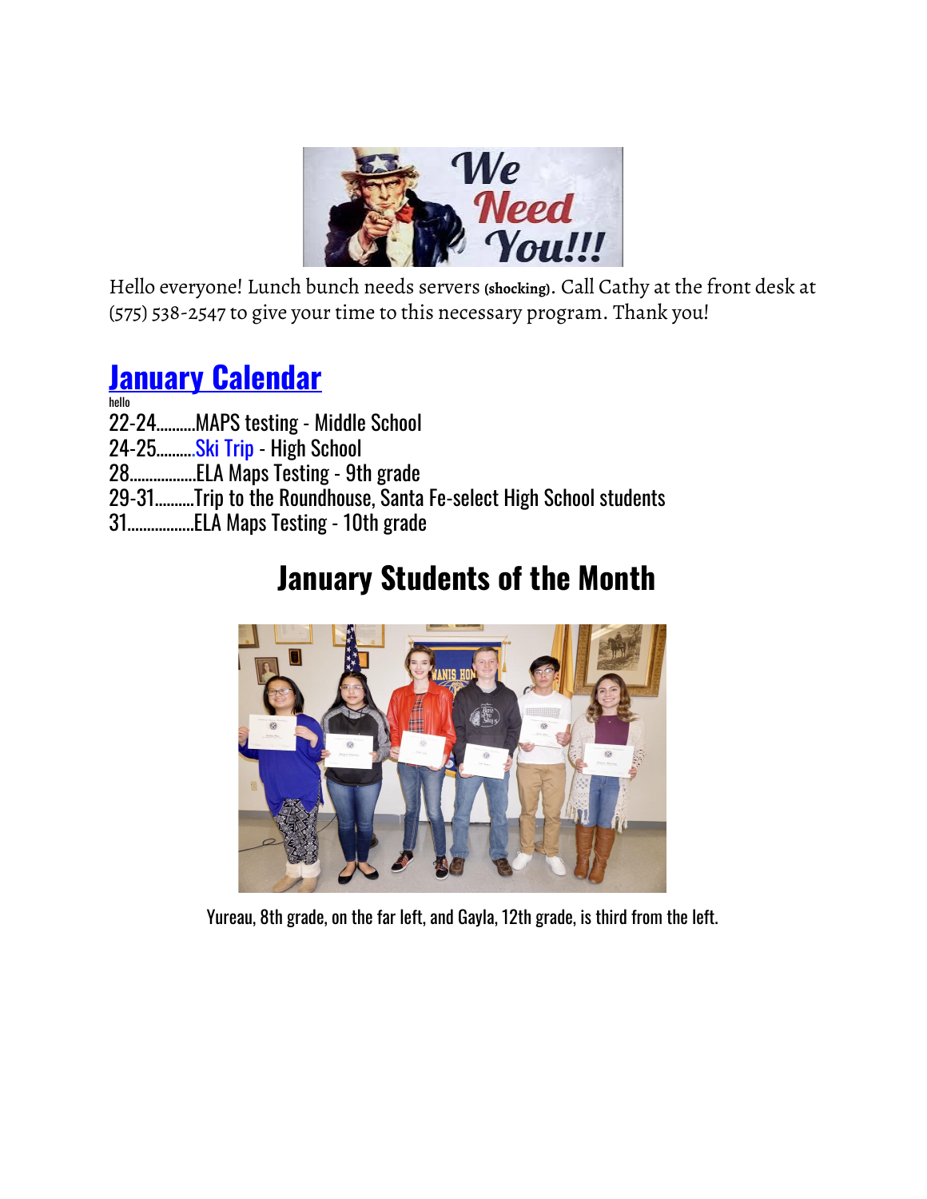Hello everyone! Lunch bunch needs servers (shocking). Call Cathy at the front desk at (575) 538-2547 to give your time to this necessary program. Thank you!

## January Calendar

hello

22-24..........MAPS testing - Middle School
24-25..........Ski Trip - High School
28..................ELA Maps Testing - 9th grade
29-31..........Trip to the Roundhouse, Santa Fe-select High School students
31..................ELA Maps Testing - 10th grade

## January Students of the Month

Yureau, 8th grade, on the far left, and Gayla, 12th grade, is third from the left.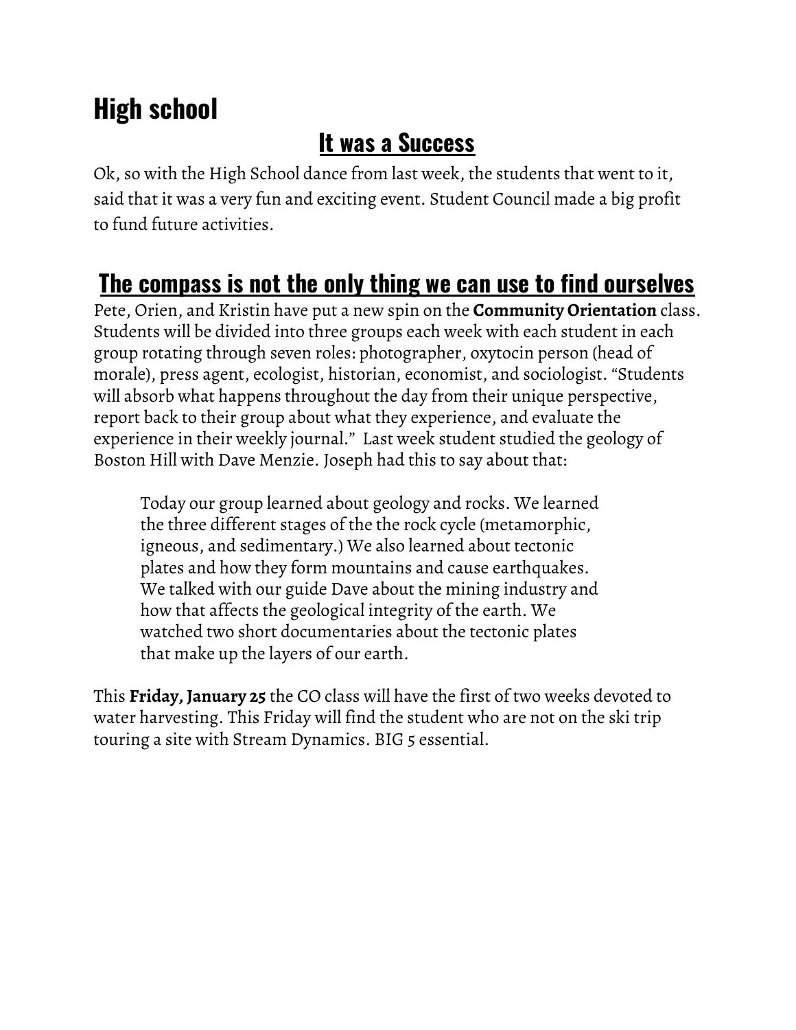# High school

## It was a Success

Ok, so with the High School dance from last week, the students that went to it, said that it was a very fun and exciting event. Student Council made a big profit to fund future activities.

## The compass is not the only thing we can use to find ourselves

Pete, Orien, and Kristin have put a new spin on the **Community Orientation** class. Students will be divided into three groups each week with each student in each group rotating through seven roles: photographer, oxytocin person (head of morale), press agent, ecologist, historian, economist, and sociologist. "Students will absorb what happens throughout the day from their unique perspective, report back to their group about what they experience, and evaluate the experience in their weekly journal."  Last week student studied the geology of Boston Hill with Dave Menzie. Joseph had this to say about that:

> Today our group learned about geology and rocks. We learned the three different stages of the the rock cycle (metamorphic, igneous, and sedimentary.) We also learned about tectonic plates and how they form mountains and cause earthquakes. We talked with our guide Dave about the mining industry and how that affects the geological integrity of the earth. We watched two short documentaries about the tectonic plates that make up the layers of our earth.

This **Friday, January 25** the CO class will have the first of two weeks devoted to water harvesting. This Friday will find the student who are not on the ski trip touring a site with Stream Dynamics. BIG 5 essential.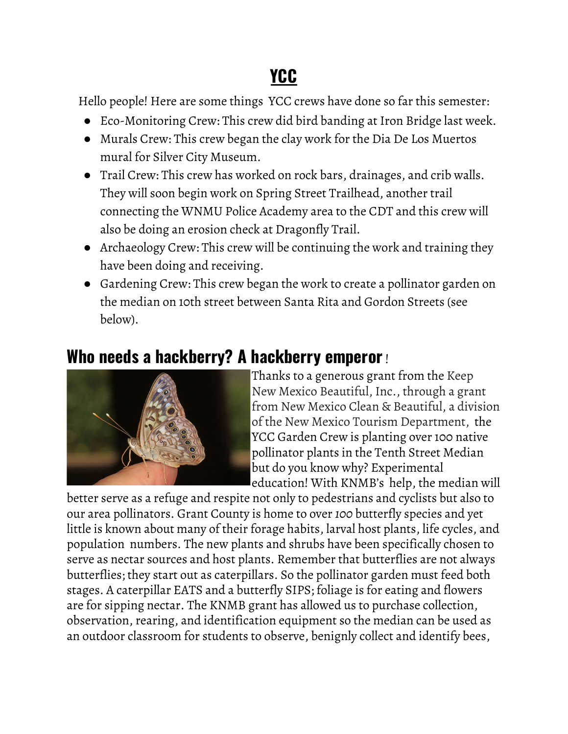# YCC

Hello people! Here are some things YCC crews have done so far this semester:

- Eco-Monitoring Crew: This crew did bird banding at Iron Bridge last week.
- Murals Crew: This crew began the clay work for the Dia De Los Muertos mural for Silver City Museum.
- Trail Crew: This crew has worked on rock bars, drainages, and crib walls. They will soon begin work on Spring Street Trailhead, another trail connecting the WNMU Police Academy area to the CDT and this crew will also be doing an erosion check at Dragonfly Trail.
- Archaeology Crew: This crew will be continuing the work and training they have been doing and receiving.
- Gardening Crew: This crew began the work to create a pollinator garden on the median on 10th street between Santa Rita and Gordon Streets (see below).

## Who needs a hackberry? A hackberry emperor!

Thanks to a generous grant from the Keep New Mexico Beautiful, Inc., through a grant from New Mexico Clean & Beautiful, a division of the New Mexico Tourism Department, the YCC Garden Crew is planting over 100 native pollinator plants in the Tenth Street Median but do you know why? Experimental education! With KNMB's help, the median will better serve as a refuge and respite not only to pedestrians and cyclists but also to our area pollinators. Grant County is home to over *100* butterfly species and yet little is known about many of their forage habits, larval host plants, life cycles, and population numbers. The new plants and shrubs have been specifically chosen to serve as nectar sources and host plants. Remember that butterflies are not always butterflies; they start out as caterpillars. So the pollinator garden must feed both stages. A caterpillar EATS and a butterfly SIPS; foliage is for eating and flowers are for sipping nectar. The KNMB grant has allowed us to purchase collection, observation, rearing, and identification equipment so the median can be used as an outdoor classroom for students to observe, benignly collect and identify bees,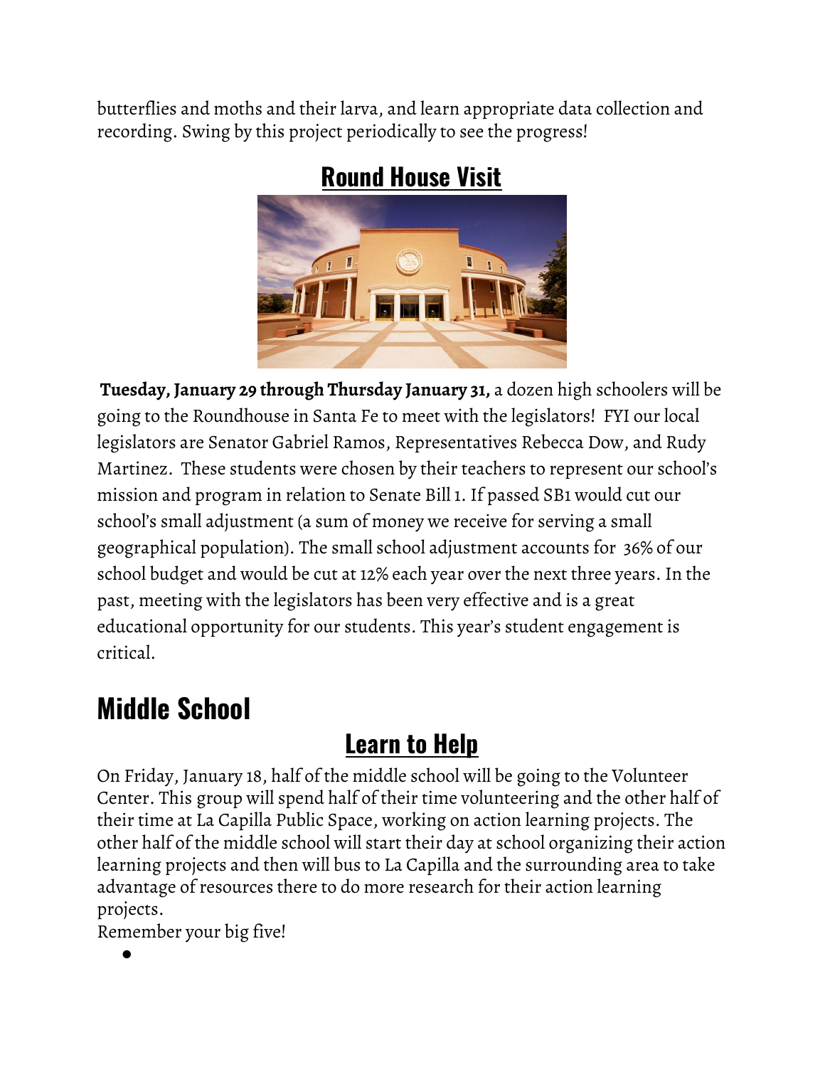butterflies and moths and their larva, and learn appropriate data collection and recording. Swing by this project periodically to see the progress!

## Round House Visit

**Tuesday, January 29 through Thursday January 31,** a dozen high schoolers will be going to the Roundhouse in Santa Fe to meet with the legislators! FYI our local legislators are Senator Gabriel Ramos, Representatives Rebecca Dow, and Rudy Martinez. These students were chosen by their teachers to represent our school's mission and program in relation to Senate Bill 1. If passed SB1 would cut our school's small adjustment (a sum of money we receive for serving a small geographical population). The small school adjustment accounts for 36% of our school budget and would be cut at 12% each year over the next three years. In the past, meeting with the legislators has been very effective and is a great educational opportunity for our students. This year's student engagement is critical.

# Middle School

## Learn to Help

On Friday, January 18, half of the middle school will be going to the Volunteer Center. This group will spend half of their time volunteering and the other half of their time at La Capilla Public Space, working on action learning projects. The other half of the middle school will start their day at school organizing their action learning projects and then will bus to La Capilla and the surrounding area to take advantage of resources there to do more research for their action learning projects.

Remember your big five!

-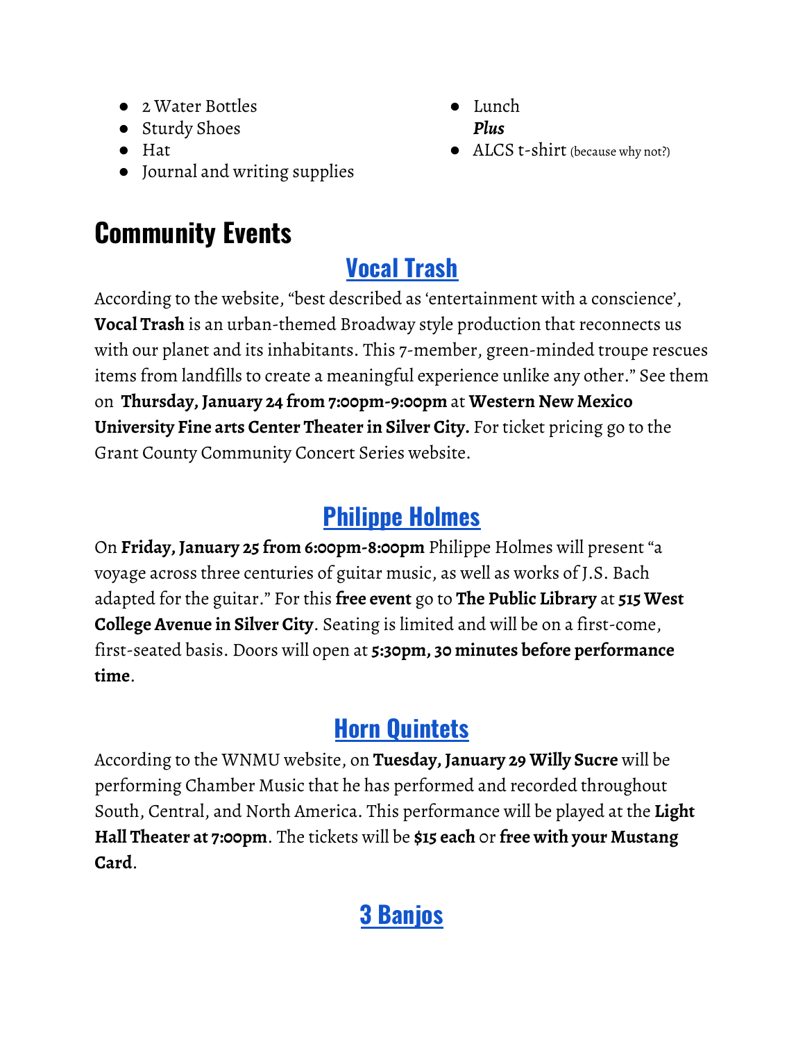- 2 Water Bottles
- Sturdy Shoes
- Hat
- Journal and writing supplies
- Lunch

***Plus***

- ALCS t-shirt (because why not?)

# Community Events

## Vocal Trash

According to the website, "best described as 'entertainment with a conscience', **Vocal Trash** is an urban-themed Broadway style production that reconnects us with our planet and its inhabitants. This 7-member, green-minded troupe rescues items from landfills to create a meaningful experience unlike any other." See them on **Thursday, January 24 from 7:00pm-9:00pm** at **Western New Mexico University Fine arts Center Theater in Silver City.** For ticket pricing go to the Grant County Community Concert Series website.

## Philippe Holmes

On **Friday, January 25 from 6:00pm-8:00pm** Philippe Holmes will present "a voyage across three centuries of guitar music, as well as works of J.S. Bach adapted for the guitar." For this **free event** go to **The Public Library** at **515 West College Avenue in Silver City**. Seating is limited and will be on a first-come, first-seated basis. Doors will open at **5:30pm, 30 minutes before performance time**.

## Horn Quintets

According to the WNMU website, on **Tuesday, January 29 Willy Sucre** will be performing Chamber Music that he has performed and recorded throughout South, Central, and North America. This performance will be played at the **Light Hall Theater at 7:00pm**. The tickets will be **$15 each** or **free with your Mustang Card**.

## 3 Banjos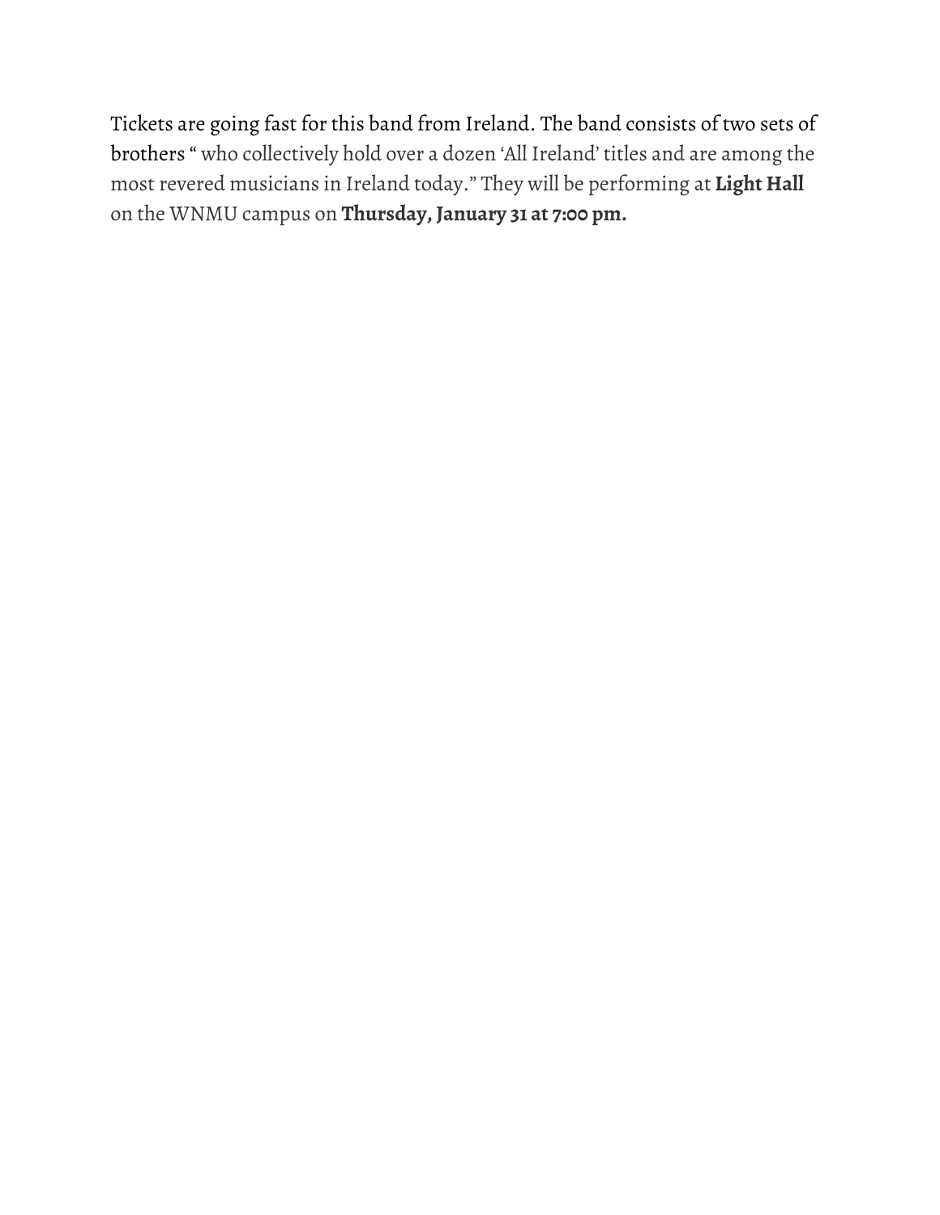Tickets are going fast for this band from Ireland. The band consists of two sets of brothers " who collectively hold over a dozen 'All Ireland' titles and are among the most revered musicians in Ireland today." They will be performing at **Light Hall** on the WNMU campus on **Thursday, January 31 at 7:00 pm.**